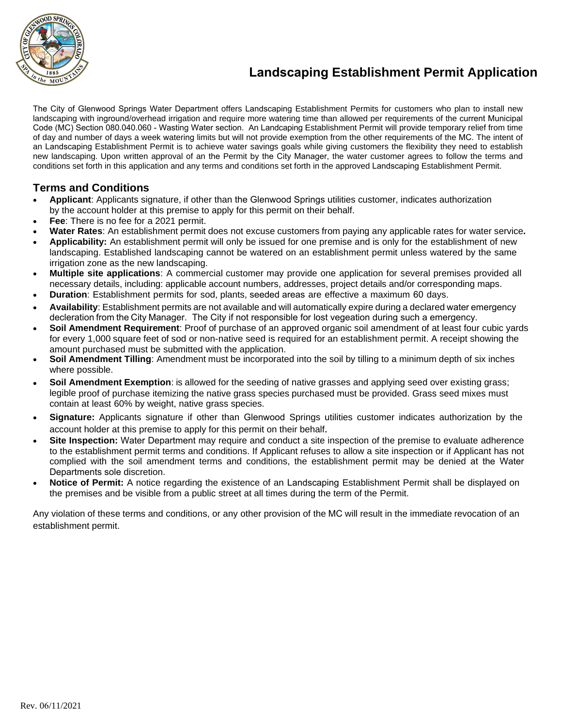# Landscaping Establishment Permit Application

The City of Glenwood Springs Water Department offers Landscaping Establishment Permits for customers who plan to install new landscaping with inground/overhead irrigation and require more watering time than allowed per requirements of the current Municipal Code (MC) Section 080.040.060 - Wasting Water section. An Landcaping Establishment Permit will provide temporary relief from time of day and number of days a week watering limits but will not provide exemption from the other requirements of the MC. The intent of an Landscaping Establishment Permit is to achieve water savings goals while giving customers the flexibility they need to establish new landscaping. Upon written approval of an the Permit by the City Manager, the water customer agrees to follow the terms and conditions set forth in this application and any terms and conditions set forth in the approved Landscaping Establishment Permit.

## Terms and Conditions

- **Applicant**: Applicants signature, if other than the Glenwood Springs utilities customer, indicates authorization by the account holder at this premise to apply for this permit on their behalf.
- **Fee**: There is no fee for a 2021 permit.
- **Water Rates**: An establishment permit does not excuse customers from paying any applicable rates for water service**.**
- **Applicability:** An establishment permit will only be issued for one premise and is only for the establishment of new landscaping. Established landscaping cannot be watered on an establishment permit unless watered by the same irrigation zone as the new landscaping.
- **Multiple site applications**: A commercial customer may provide one application for several premises provided all necessary details, including: applicable account numbers, addresses, project details and/or corresponding maps.
- **Duration**: Establishment permits for sod, plants, seeded areas are effective a maximum 60 days.
- **Availability**: Establishment permits are not available and will automatically expire during a declared water emergency decleration from the City Manager. The City if not responsible for lost vegeation during such a emergency.
- **Soil Amendment Requirement**: Proof of purchase of an approved organic soil amendment of at least four cubic yards for every 1,000 square feet of sod or non-native seed is required for an establishment permit. A receipt showing the amount purchased must be submitted with the application.
- **Soil Amendment Tilling**: Amendment must be incorporated into the soil by tilling to a minimum depth of six inches where possible.
- **Soil Amendment Exemption**: is allowed for the seeding of native grasses and applying seed over existing grass; legible proof of purchase itemizing the native grass species purchased must be provided. Grass seed mixes must contain at least 60% by weight, native grass species.
- **Signature:** Applicants signature if other than Glenwood Springs utilities customer indicates authorization by the account holder at this premise to apply for this permit on their behalf.
- **Site Inspection:** Water Department may require and conduct a site inspection of the premise to evaluate adherence to the establishment permit terms and conditions. If Applicant refuses to allow a site inspection or if Applicant has not complied with the soil amendment terms and conditions, the establishment permit may be denied at the Water Departments sole discretion.
- **Notice of Permit:** A notice regarding the existence of an Landscaping Establishment Permit shall be displayed on the premises and be visible from a public street at all times during the term of the Permit.

Any violation of these terms and conditions, or any other provision of the MC will result in the immediate revocation of an establishment permit.

Rev. 06/11/2021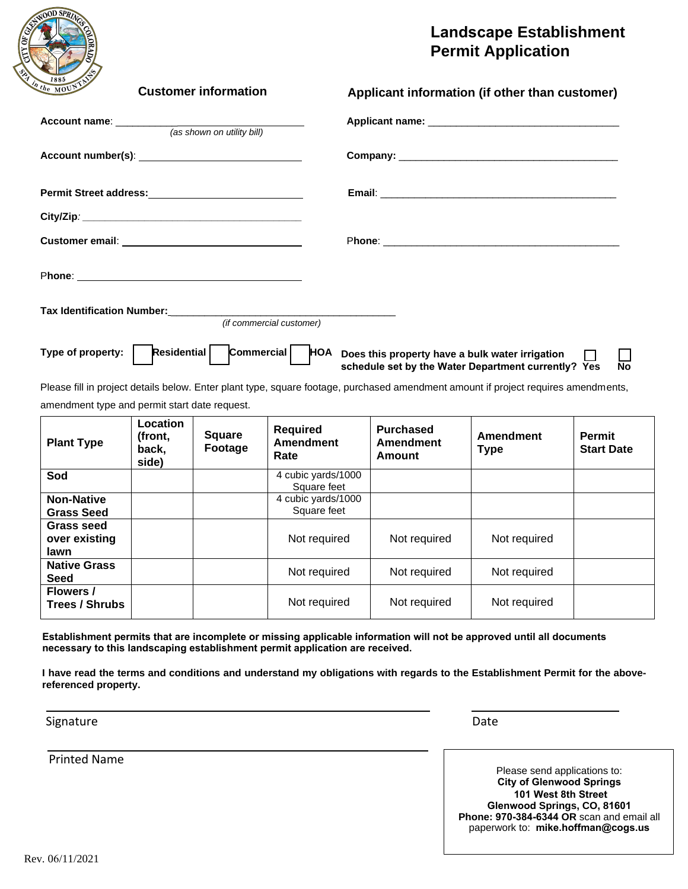# Landscape Establishment Permit Application

## Customer information

**Account name**: ______________________________
*(as shown on utility bill)*

**Account number(s)**: ______________________________

**Permit Street address:** ______________________________

**City/Zip**: ______________________________

**Customer email**: ______________________________

**Phone**: ______________________________

**Tax Identification Number:** ______________________________
*(if commercial customer)*

## Applicant information (if other than customer)

**Applicant name:** ______________________________

**Company:** ______________________________

**Email**: ______________________________

**Phone**: ______________________________

**Type of property:** ☐ **Residential** ☐ **Commercial** ☐ **HOA**

**Does this property have a bulk water irrigation schedule set by the Water Department currently?** ☐ **Yes** ☐ **No**

Please fill in project details below. Enter plant type, square footage, purchased amendment amount if project requires amendments, amendment type and permit start date request.

| Plant Type | Location (front, back, side) | Square Footage | Required Amendment Rate | Purchased Amendment Amount | Amendment Type | Permit Start Date |
|---|---|---|---|---|---|---|
| **Sod** | | | 4 cubic yards/1000 Square feet | | | |
| **Non-Native Grass Seed** | | | 4 cubic yards/1000 Square feet | | | |
| **Grass seed over existing lawn** | | | Not required | Not required | Not required | |
| **Native Grass Seed** | | | Not required | Not required | Not required | |
| **Flowers / Trees / Shrubs** | | | Not required | Not required | Not required | |

**Establishment permits that are incomplete or missing applicable information will not be approved until all documents necessary to this landscaping establishment permit application are received.**

**I have read the terms and conditions and understand my obligations with regards to the Establishment Permit for the above-referenced property.**

______________________________
Signature

______________________________
Date

______________________________
Printed Name

Please send applications to:
**City of Glenwood Springs**
**101 West 8th Street**
**Glenwood Springs, CO, 81601**
**Phone: 970-384-6344 OR** scan and email all paperwork to: **mike.hoffman@cogs.us**

Rev. 06/11/2021